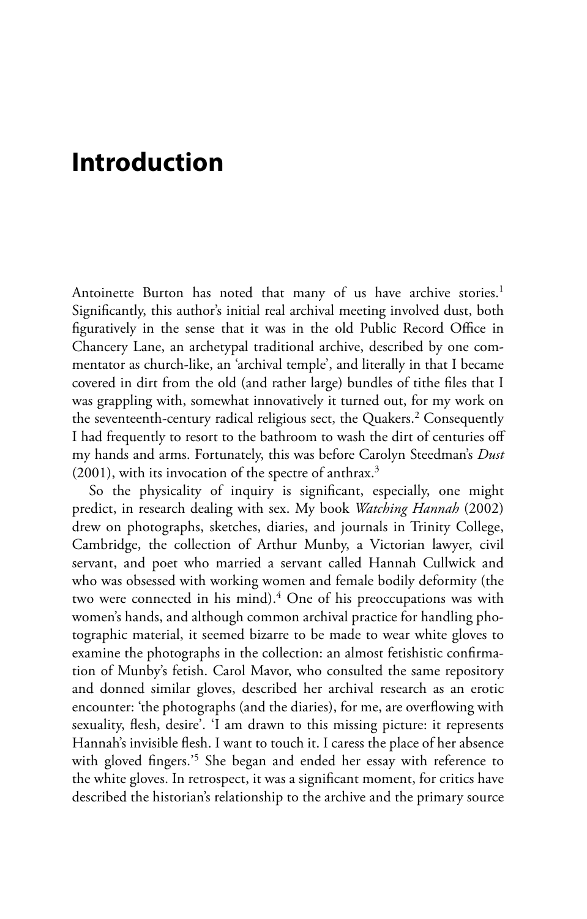# Introduction

Antoinette Burton has noted that many of us have archive stories.[1] Significantly, this author's initial real archival meeting involved dust, both figuratively in the sense that it was in the old Public Record Office in Chancery Lane, an archetypal traditional archive, described by one commentator as church-like, an 'archival temple', and literally in that I became covered in dirt from the old (and rather large) bundles of tithe files that I was grappling with, somewhat innovatively it turned out, for my work on the seventeenth-century radical religious sect, the Quakers.[2] Consequently I had frequently to resort to the bathroom to wash the dirt of centuries off my hands and arms. Fortunately, this was before Carolyn Steedman's *Dust* (2001), with its invocation of the spectre of anthrax.[3]

So the physicality of inquiry is significant, especially, one might predict, in research dealing with sex. My book *Watching Hannah* (2002) drew on photographs, sketches, diaries, and journals in Trinity College, Cambridge, the collection of Arthur Munby, a Victorian lawyer, civil servant, and poet who married a servant called Hannah Cullwick and who was obsessed with working women and female bodily deformity (the two were connected in his mind).[4] One of his preoccupations was with women's hands, and although common archival practice for handling photographic material, it seemed bizarre to be made to wear white gloves to examine the photographs in the collection: an almost fetishistic confirmation of Munby's fetish. Carol Mavor, who consulted the same repository and donned similar gloves, described her archival research as an erotic encounter: 'the photographs (and the diaries), for me, are overflowing with sexuality, flesh, desire'. 'I am drawn to this missing picture: it represents Hannah's invisible flesh. I want to touch it. I caress the place of her absence with gloved fingers.'[5] She began and ended her essay with reference to the white gloves. In retrospect, it was a significant moment, for critics have described the historian's relationship to the archive and the primary source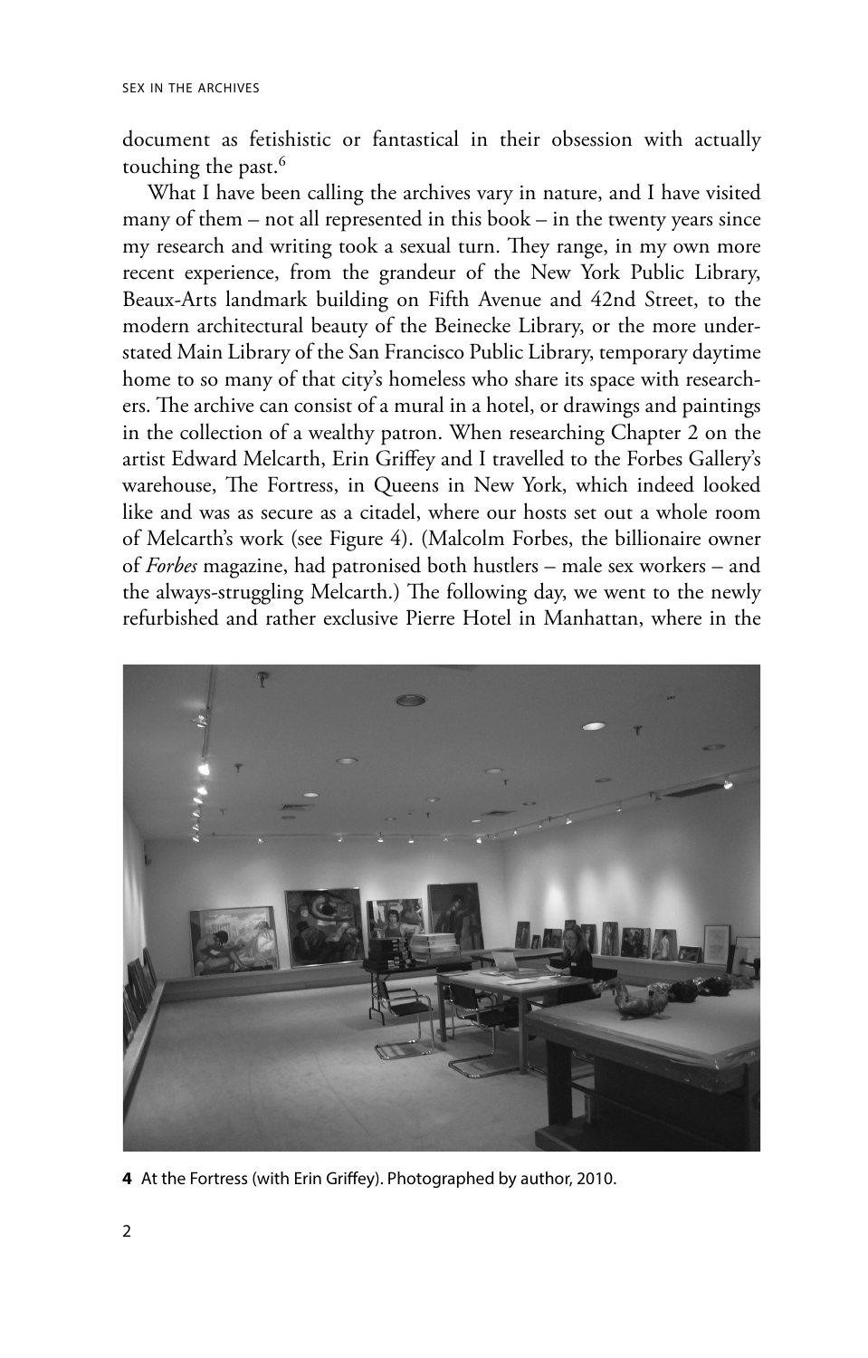document as fetishistic or fantastical in their obsession with actually touching the past.[6]

What I have been calling the archives vary in nature, and I have visited many of them – not all represented in this book – in the twenty years since my research and writing took a sexual turn. They range, in my own more recent experience, from the grandeur of the New York Public Library, Beaux-Arts landmark building on Fifth Avenue and 42nd Street, to the modern architectural beauty of the Beinecke Library, or the more understated Main Library of the San Francisco Public Library, temporary daytime home to so many of that city's homeless who share its space with researchers. The archive can consist of a mural in a hotel, or drawings and paintings in the collection of a wealthy patron. When researching Chapter 2 on the artist Edward Melcarth, Erin Griffey and I travelled to the Forbes Gallery's warehouse, The Fortress, in Queens in New York, which indeed looked like and was as secure as a citadel, where our hosts set out a whole room of Melcarth's work (see Figure 4). (Malcolm Forbes, the billionaire owner of *Forbes* magazine, had patronised both hustlers – male sex workers – and the always-struggling Melcarth.) The following day, we went to the newly refurbished and rather exclusive Pierre Hotel in Manhattan, where in the

**4** At the Fortress (with Erin Griffey). Photographed by author, 2010.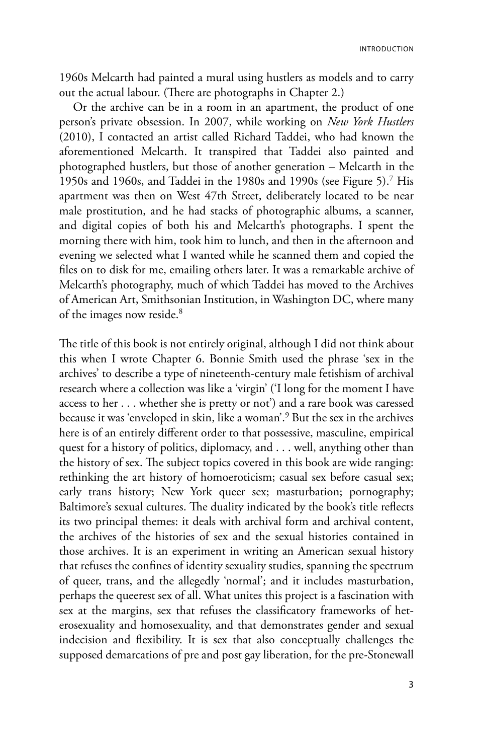1960s Melcarth had painted a mural using hustlers as models and to carry out the actual labour. (There are photographs in Chapter 2.)

Or the archive can be in a room in an apartment, the product of one person's private obsession. In 2007, while working on *New York Hustlers* (2010), I contacted an artist called Richard Taddei, who had known the aforementioned Melcarth. It transpired that Taddei also painted and photographed hustlers, but those of another generation – Melcarth in the 1950s and 1960s, and Taddei in the 1980s and 1990s (see Figure 5).[7] His apartment was then on West 47th Street, deliberately located to be near male prostitution, and he had stacks of photographic albums, a scanner, and digital copies of both his and Melcarth's photographs. I spent the morning there with him, took him to lunch, and then in the afternoon and evening we selected what I wanted while he scanned them and copied the files on to disk for me, emailing others later. It was a remarkable archive of Melcarth's photography, much of which Taddei has moved to the Archives of American Art, Smithsonian Institution, in Washington DC, where many of the images now reside.[8]

The title of this book is not entirely original, although I did not think about this when I wrote Chapter 6. Bonnie Smith used the phrase 'sex in the archives' to describe a type of nineteenth-century male fetishism of archival research where a collection was like a 'virgin' ('I long for the moment I have access to her . . . whether she is pretty or not') and a rare book was caressed because it was 'enveloped in skin, like a woman'.[9] But the sex in the archives here is of an entirely different order to that possessive, masculine, empirical quest for a history of politics, diplomacy, and . . . well, anything other than the history of sex. The subject topics covered in this book are wide ranging: rethinking the art history of homoeroticism; casual sex before casual sex; early trans history; New York queer sex; masturbation; pornography; Baltimore's sexual cultures. The duality indicated by the book's title reflects its two principal themes: it deals with archival form and archival content, the archives of the histories of sex and the sexual histories contained in those archives. It is an experiment in writing an American sexual history that refuses the confines of identity sexuality studies, spanning the spectrum of queer, trans, and the allegedly 'normal'; and it includes masturbation, perhaps the queerest sex of all. What unites this project is a fascination with sex at the margins, sex that refuses the classificatory frameworks of heterosexuality and homosexuality, and that demonstrates gender and sexual indecision and flexibility. It is sex that also conceptually challenges the supposed demarcations of pre and post gay liberation, for the pre-Stonewall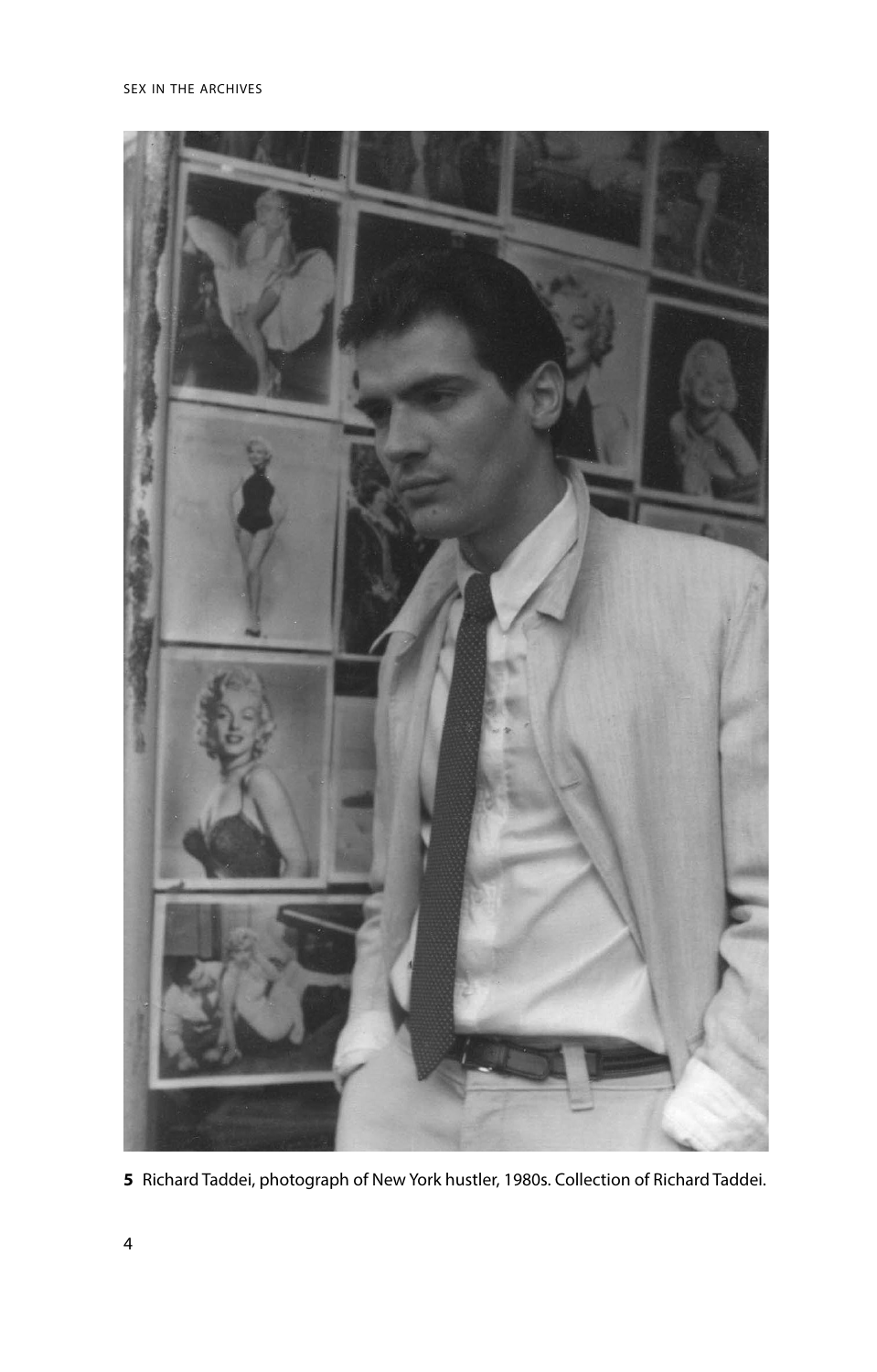**5** Richard Taddei, photograph of New York hustler, 1980s. Collection of Richard Taddei.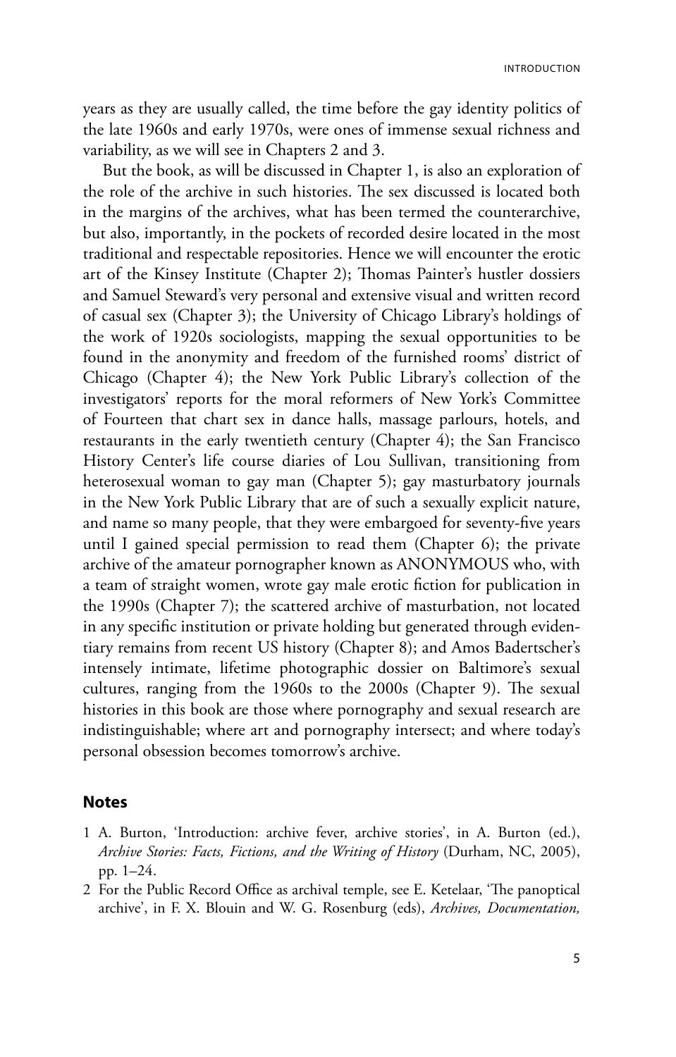years as they are usually called, the time before the gay identity politics of the late 1960s and early 1970s, were ones of immense sexual richness and variability, as we will see in Chapters 2 and 3.

But the book, as will be discussed in Chapter 1, is also an exploration of the role of the archive in such histories. The sex discussed is located both in the margins of the archives, what has been termed the counterarchive, but also, importantly, in the pockets of recorded desire located in the most traditional and respectable repositories. Hence we will encounter the erotic art of the Kinsey Institute (Chapter 2); Thomas Painter's hustler dossiers and Samuel Steward's very personal and extensive visual and written record of casual sex (Chapter 3); the University of Chicago Library's holdings of the work of 1920s sociologists, mapping the sexual opportunities to be found in the anonymity and freedom of the furnished rooms' district of Chicago (Chapter 4); the New York Public Library's collection of the investigators' reports for the moral reformers of New York's Committee of Fourteen that chart sex in dance halls, massage parlours, hotels, and restaurants in the early twentieth century (Chapter 4); the San Francisco History Center's life course diaries of Lou Sullivan, transitioning from heterosexual woman to gay man (Chapter 5); gay masturbatory journals in the New York Public Library that are of such a sexually explicit nature, and name so many people, that they were embargoed for seventy-five years until I gained special permission to read them (Chapter 6); the private archive of the amateur pornographer known as ANONYMOUS who, with a team of straight women, wrote gay male erotic fiction for publication in the 1990s (Chapter 7); the scattered archive of masturbation, not located in any specific institution or private holding but generated through evidentiary remains from recent US history (Chapter 8); and Amos Badertscher's intensely intimate, lifetime photographic dossier on Baltimore's sexual cultures, ranging from the 1960s to the 2000s (Chapter 9). The sexual histories in this book are those where pornography and sexual research are indistinguishable; where art and pornography intersect; and where today's personal obsession becomes tomorrow's archive.

## Notes

1 A. Burton, 'Introduction: archive fever, archive stories', in A. Burton (ed.), *Archive Stories: Facts, Fictions, and the Writing of History* (Durham, NC, 2005), pp. 1–24.

2 For the Public Record Office as archival temple, see E. Ketelaar, 'The panoptical archive', in F. X. Blouin and W. G. Rosenburg (eds), *Archives, Documentation,*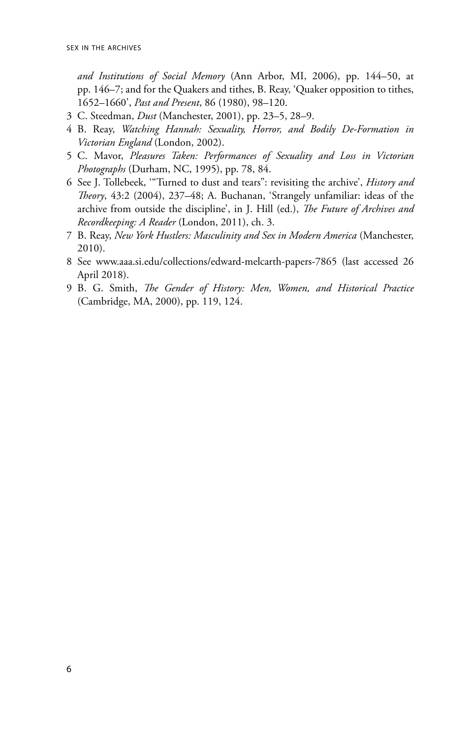*and Institutions of Social Memory* (Ann Arbor, MI, 2006), pp. 144–50, at pp. 146–7; and for the Quakers and tithes, B. Reay, 'Quaker opposition to tithes, 1652–1660', *Past and Present*, 86 (1980), 98–120.

3 C. Steedman, *Dust* (Manchester, 2001), pp. 23–5, 28–9.

4 B. Reay, *Watching Hannah: Sexuality, Horror, and Bodily De-Formation in Victorian England* (London, 2002).

5 C. Mavor, *Pleasures Taken: Performances of Sexuality and Loss in Victorian Photographs* (Durham, NC, 1995), pp. 78, 84.

6 See J. Tollebeek, '"Turned to dust and tears": revisiting the archive', *History and Theory*, 43:2 (2004), 237–48; A. Buchanan, 'Strangely unfamiliar: ideas of the archive from outside the discipline', in J. Hill (ed.), *The Future of Archives and Recordkeeping: A Reader* (London, 2011), ch. 3.

7 B. Reay, *New York Hustlers: Masculinity and Sex in Modern America* (Manchester, 2010).

8 See www.aaa.si.edu/collections/edward-melcarth-papers-7865 (last accessed 26 April 2018).

9 B. G. Smith, *The Gender of History: Men, Women, and Historical Practice* (Cambridge, MA, 2000), pp. 119, 124.